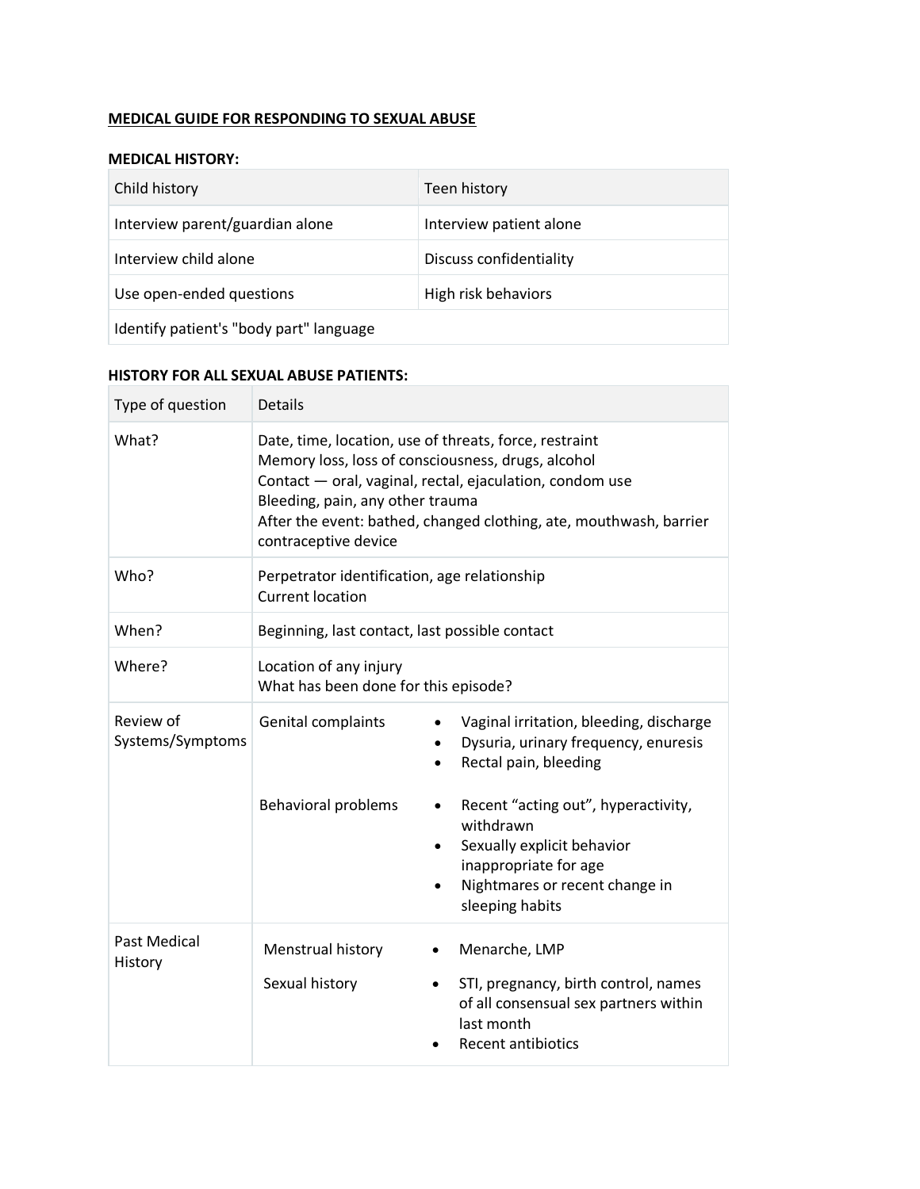**MEDICAL GUIDE FOR RESPONDING TO SEXUAL ABUSE**

**MEDICAL HISTORY:**

| Child history | Teen history |
|---|---|
| Interview parent/guardian alone | Interview patient alone |
| Interview child alone | Discuss confidentiality |
| Use open-ended questions | High risk behaviors |
| Identify patient's "body part" language | |

**HISTORY FOR ALL SEXUAL ABUSE PATIENTS:**

| Type of question | Details | |
|---|---|---|
| What? | Date, time, location, use of threats, force, restraint<br>Memory loss, loss of consciousness, drugs, alcohol<br>Contact — oral, vaginal, rectal, ejaculation, condom use<br>Bleeding, pain, any other trauma<br>After the event: bathed, changed clothing, ate, mouthwash, barrier contraceptive device | |
| Who? | Perpetrator identification, age relationship<br>Current location | |
| When? | Beginning, last contact, last possible contact | |
| Where? | Location of any injury<br>What has been done for this episode? | |
| Review of Systems/Symptoms | Genital complaints | • Vaginal irritation, bleeding, discharge<br>• Dysuria, urinary frequency, enuresis<br>• Rectal pain, bleeding |
| | Behavioral problems | • Recent "acting out", hyperactivity, withdrawn<br>• Sexually explicit behavior inappropriate for age<br>• Nightmares or recent change in sleeping habits |
| Past Medical History | Menstrual history | • Menarche, LMP |
| | Sexual history | • STI, pregnancy, birth control, names of all consensual sex partners within last month<br>• Recent antibiotics |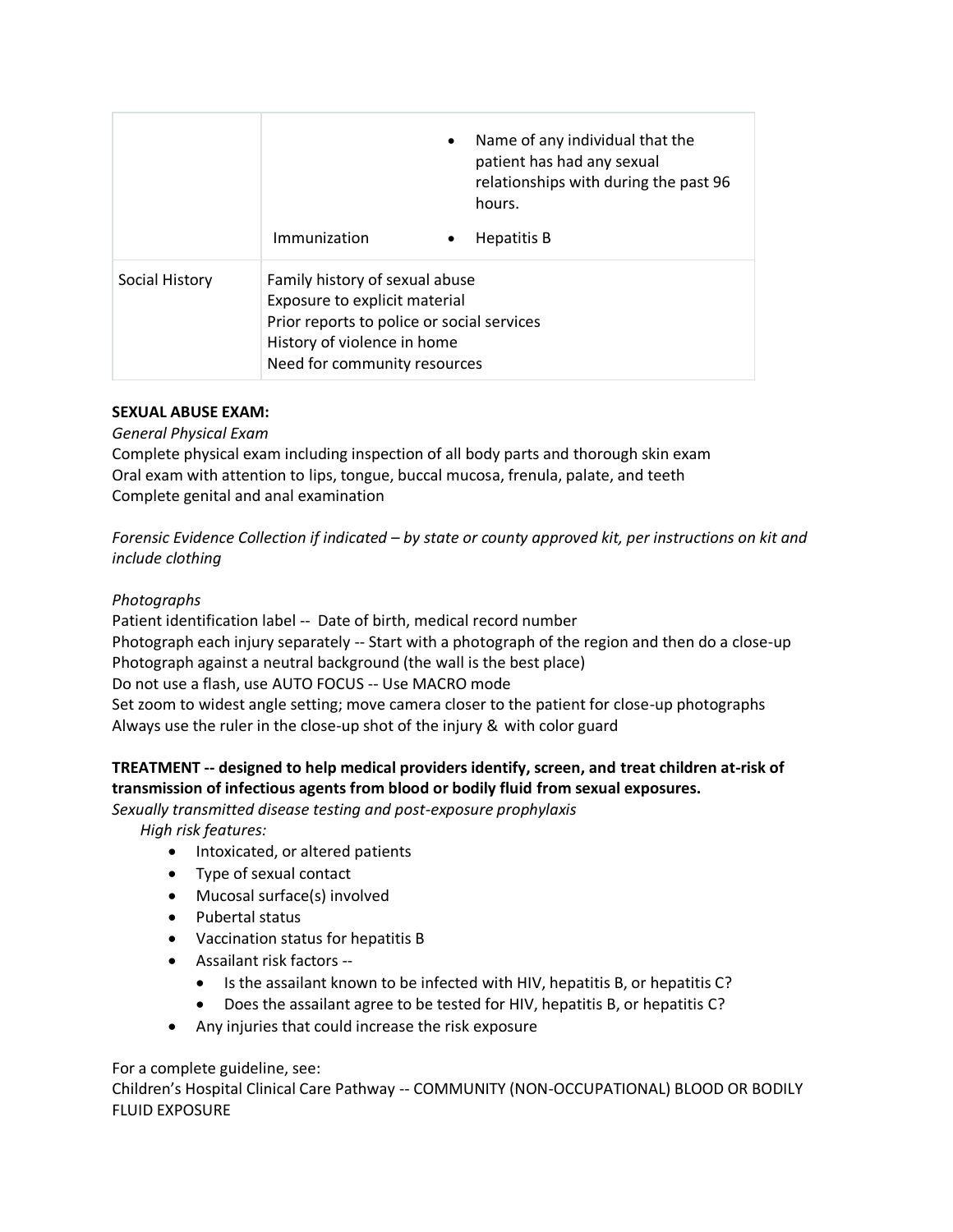| | | |
|---|---|---|
| | | • Name of any individual that the patient has had any sexual relationships with during the past 96 hours. |
| | Immunization | • Hepatitis B |
| Social History | Family history of sexual abuse<br>Exposure to explicit material<br>Prior reports to police or social services<br>History of violence in home<br>Need for community resources | |

**SEXUAL ABUSE EXAM:**

*General Physical Exam*

Complete physical exam including inspection of all body parts and thorough skin exam
Oral exam with attention to lips, tongue, buccal mucosa, frenula, palate, and teeth
Complete genital and anal examination

*Forensic Evidence Collection if indicated – by state or county approved kit, per instructions on kit and include clothing*

*Photographs*

Patient identification label -- Date of birth, medical record number
Photograph each injury separately -- Start with a photograph of the region and then do a close-up
Photograph against a neutral background (the wall is the best place)
Do not use a flash, use AUTO FOCUS -- Use MACRO mode
Set zoom to widest angle setting; move camera closer to the patient for close-up photographs
Always use the ruler in the close-up shot of the injury & with color guard

**TREATMENT -- designed to help medical providers identify, screen, and treat children at-risk of transmission of infectious agents from blood or bodily fluid from sexual exposures.**

*Sexually transmitted disease testing and post-exposure prophylaxis*

*High risk features:*

- Intoxicated, or altered patients
- Type of sexual contact
- Mucosal surface(s) involved
- Pubertal status
- Vaccination status for hepatitis B
- Assailant risk factors --
  - Is the assailant known to be infected with HIV, hepatitis B, or hepatitis C?
  - Does the assailant agree to be tested for HIV, hepatitis B, or hepatitis C?
- Any injuries that could increase the risk exposure

For a complete guideline, see:
Children's Hospital Clinical Care Pathway -- COMMUNITY (NON-OCCUPATIONAL) BLOOD OR BODILY FLUID EXPOSURE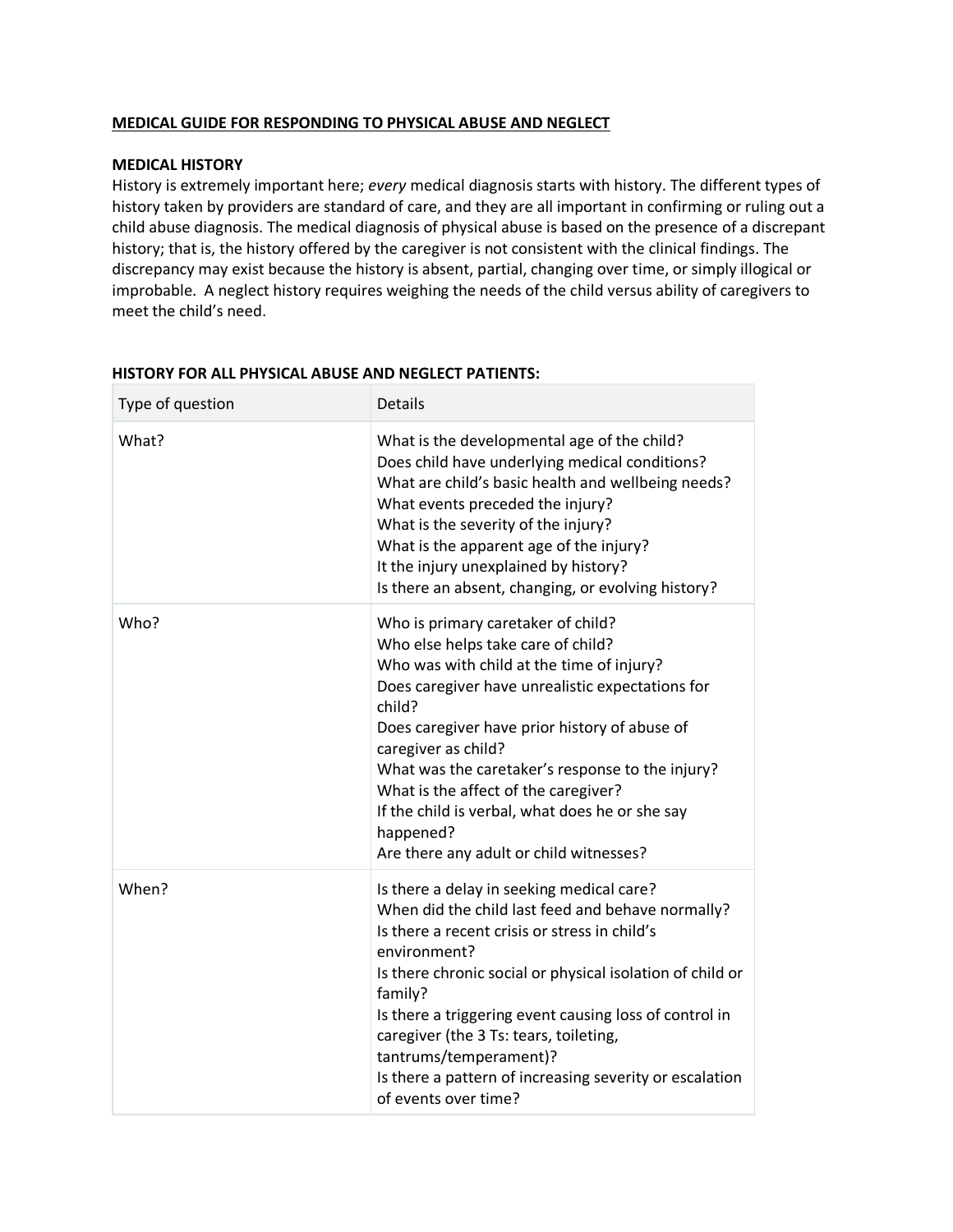**MEDICAL GUIDE FOR RESPONDING TO PHYSICAL ABUSE AND NEGLECT**

**MEDICAL HISTORY**

History is extremely important here; *every* medical diagnosis starts with history. The different types of history taken by providers are standard of care, and they are all important in confirming or ruling out a child abuse diagnosis. The medical diagnosis of physical abuse is based on the presence of a discrepant history; that is, the history offered by the caregiver is not consistent with the clinical findings. The discrepancy may exist because the history is absent, partial, changing over time, or simply illogical or improbable. A neglect history requires weighing the needs of the child versus ability of caregivers to meet the child's need.

**HISTORY FOR ALL PHYSICAL ABUSE AND NEGLECT PATIENTS:**

| Type of question | Details |
|---|---|
| What? | What is the developmental age of the child?<br>Does child have underlying medical conditions?<br>What are child's basic health and wellbeing needs?<br>What events preceded the injury?<br>What is the severity of the injury?<br>What is the apparent age of the injury?<br>It the injury unexplained by history?<br>Is there an absent, changing, or evolving history? |
| Who? | Who is primary caretaker of child?<br>Who else helps take care of child?<br>Who was with child at the time of injury?<br>Does caregiver have unrealistic expectations for child?<br>Does caregiver have prior history of abuse of caregiver as child?<br>What was the caretaker's response to the injury?<br>What is the affect of the caregiver?<br>If the child is verbal, what does he or she say happened?<br>Are there any adult or child witnesses? |
| When? | Is there a delay in seeking medical care?<br>When did the child last feed and behave normally?<br>Is there a recent crisis or stress in child's environment?<br>Is there chronic social or physical isolation of child or family?<br>Is there a triggering event causing loss of control in caregiver (the 3 Ts: tears, toileting, tantrums/temperament)?<br>Is there a pattern of increasing severity or escalation of events over time? |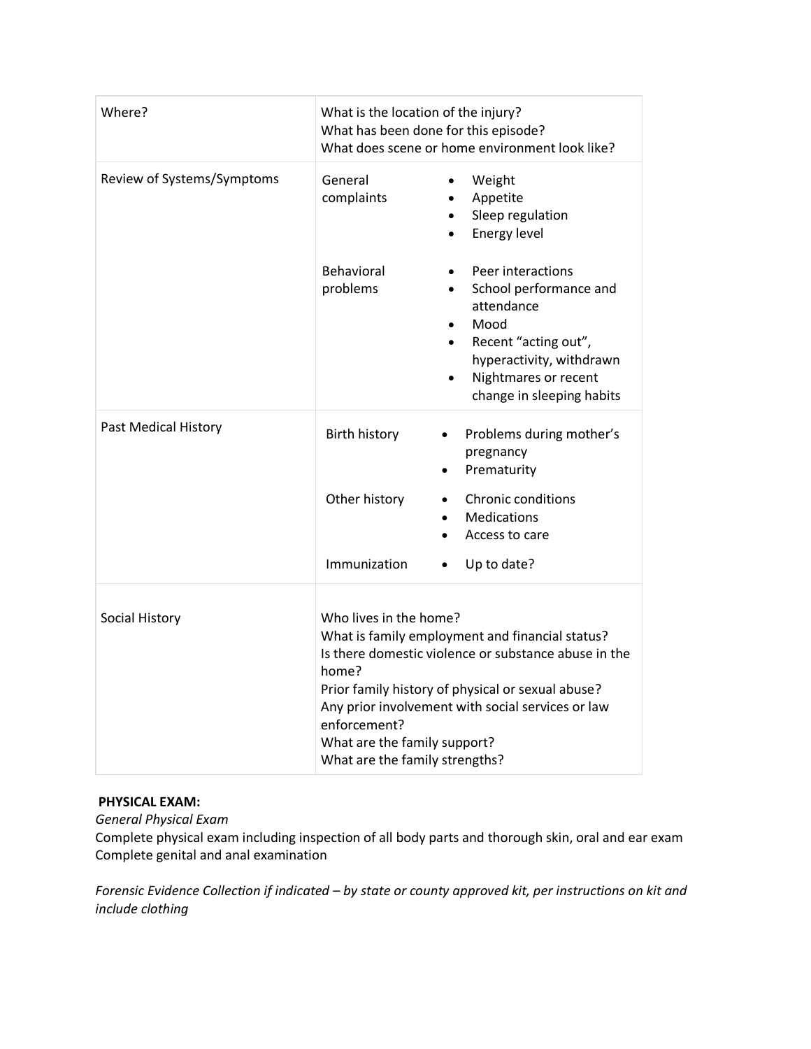| | |
|---|---|
| Where? | What is the location of the injury?<br>What has been done for this episode?<br>What does scene or home environment look like? |
| Review of Systems/Symptoms | General complaints<br>• Weight<br>• Appetite<br>• Sleep regulation<br>• Energy level<br><br>Behavioral problems<br>• Peer interactions<br>• School performance and attendance<br>• Mood<br>• Recent "acting out", hyperactivity, withdrawn<br>• Nightmares or recent change in sleeping habits |
| Past Medical History | Birth history<br>• Problems during mother's pregnancy<br>• Prematurity<br><br>Other history<br>• Chronic conditions<br>• Medications<br>• Access to care<br><br>Immunization<br>• Up to date? |
| Social History | Who lives in the home?<br>What is family employment and financial status?<br>Is there domestic violence or substance abuse in the home?<br>Prior family history of physical or sexual abuse?<br>Any prior involvement with social services or law enforcement?<br>What are the family support?<br>What are the family strengths? |

**PHYSICAL EXAM:**

*General Physical Exam*

Complete physical exam including inspection of all body parts and thorough skin, oral and ear exam

Complete genital and anal examination

*Forensic Evidence Collection if indicated – by state or county approved kit, per instructions on kit and include clothing*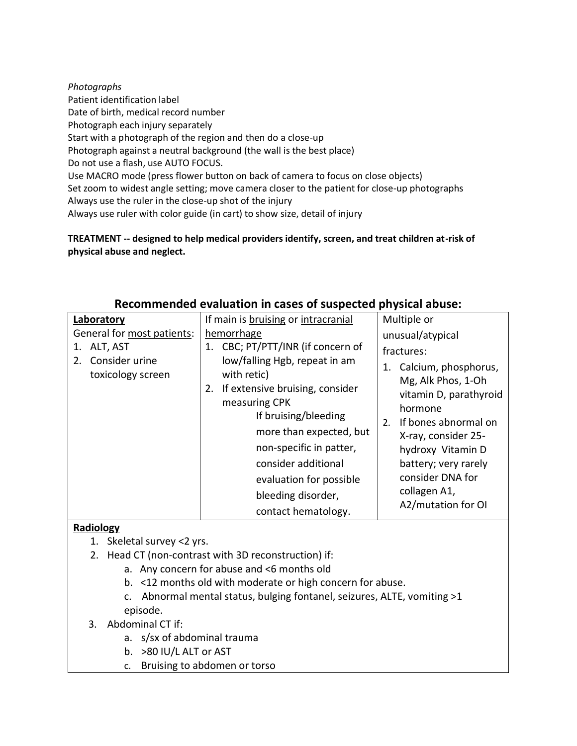*Photographs*

Patient identification label
Date of birth, medical record number
Photograph each injury separately
Start with a photograph of the region and then do a close-up
Photograph against a neutral background (the wall is the best place)
Do not use a flash, use AUTO FOCUS.
Use MACRO mode (press flower button on back of camera to focus on close objects)
Set zoom to widest angle setting; move camera closer to the patient for close-up photographs
Always use the ruler in the close-up shot of the injury
Always use ruler with color guide (in cart) to show size, detail of injury

**TREATMENT -- designed to help medical providers identify, screen, and treat children at-risk of physical abuse and neglect.**

## Recommended evaluation in cases of suspected physical abuse:

| | | |
|---|---|---|
| **Laboratory**<br>General for most patients:<br>1. ALT, AST<br>2. Consider urine toxicology screen | If main is bruising or intracranial hemorrhage<br>1. CBC; PT/PTT/INR (if concern of low/falling Hgb, repeat in am with retic)<br>2. If extensive bruising, consider measuring CPK<br>If bruising/bleeding more than expected, but non-specific in patter, consider additional evaluation for possible bleeding disorder, contact hematology. | Multiple or unusual/atypical fractures:<br>1. Calcium, phosphorus, Mg, Alk Phos, 1-Oh vitamin D, parathyroid hormone<br>2. If bones abnormal on X-ray, consider 25-hydroxy Vitamin D battery; very rarely consider DNA for collagen A1, A2/mutation for OI |

**Radiology**

1. Skeletal survey <2 yrs.
2. Head CT (non-contrast with 3D reconstruction) if:
    a. Any concern for abuse and <6 months old
    b. <12 months old with moderate or high concern for abuse.
    c. Abnormal mental status, bulging fontanel, seizures, ALTE, vomiting >1 episode.
3. Abdominal CT if:
    a. s/sx of abdominal trauma
    b. >80 IU/L ALT or AST
    c. Bruising to abdomen or torso